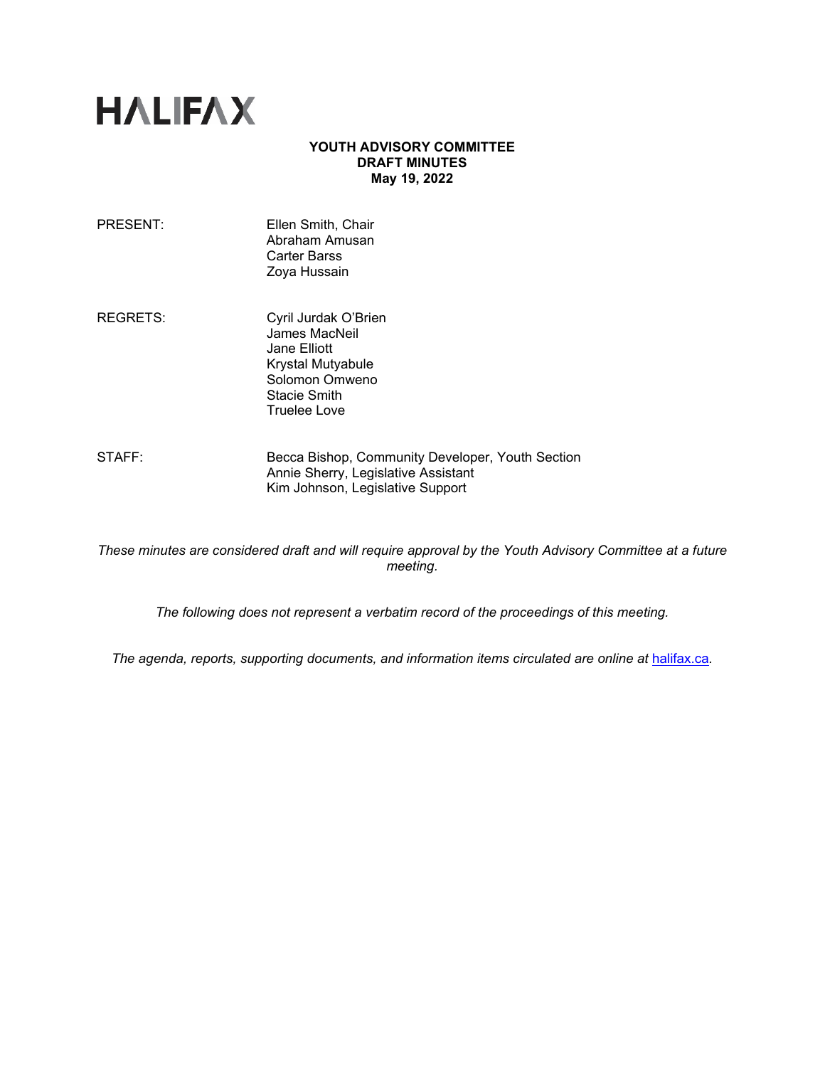# HALIFAX

**YOUTH ADVISORY COMMITTEE**
**DRAFT MINUTES**
**May 19, 2022**

| | |
|---|---|
| PRESENT: | Ellen Smith, Chair<br>Abraham Amusan<br>Carter Barss<br>Zoya Hussain |
| REGRETS: | Cyril Jurdak O'Brien<br>James MacNeil<br>Jane Elliott<br>Krystal Mutyabule<br>Solomon Omweno<br>Stacie Smith<br>Truelee Love |
| STAFF: | Becca Bishop, Community Developer, Youth Section<br>Annie Sherry, Legislative Assistant<br>Kim Johnson, Legislative Support |

*These minutes are considered draft and will require approval by the Youth Advisory Committee at a future meeting.*

*The following does not represent a verbatim record of the proceedings of this meeting.*

*The agenda, reports, supporting documents, and information items circulated are online at* [halifax.ca](halifax.ca)*.*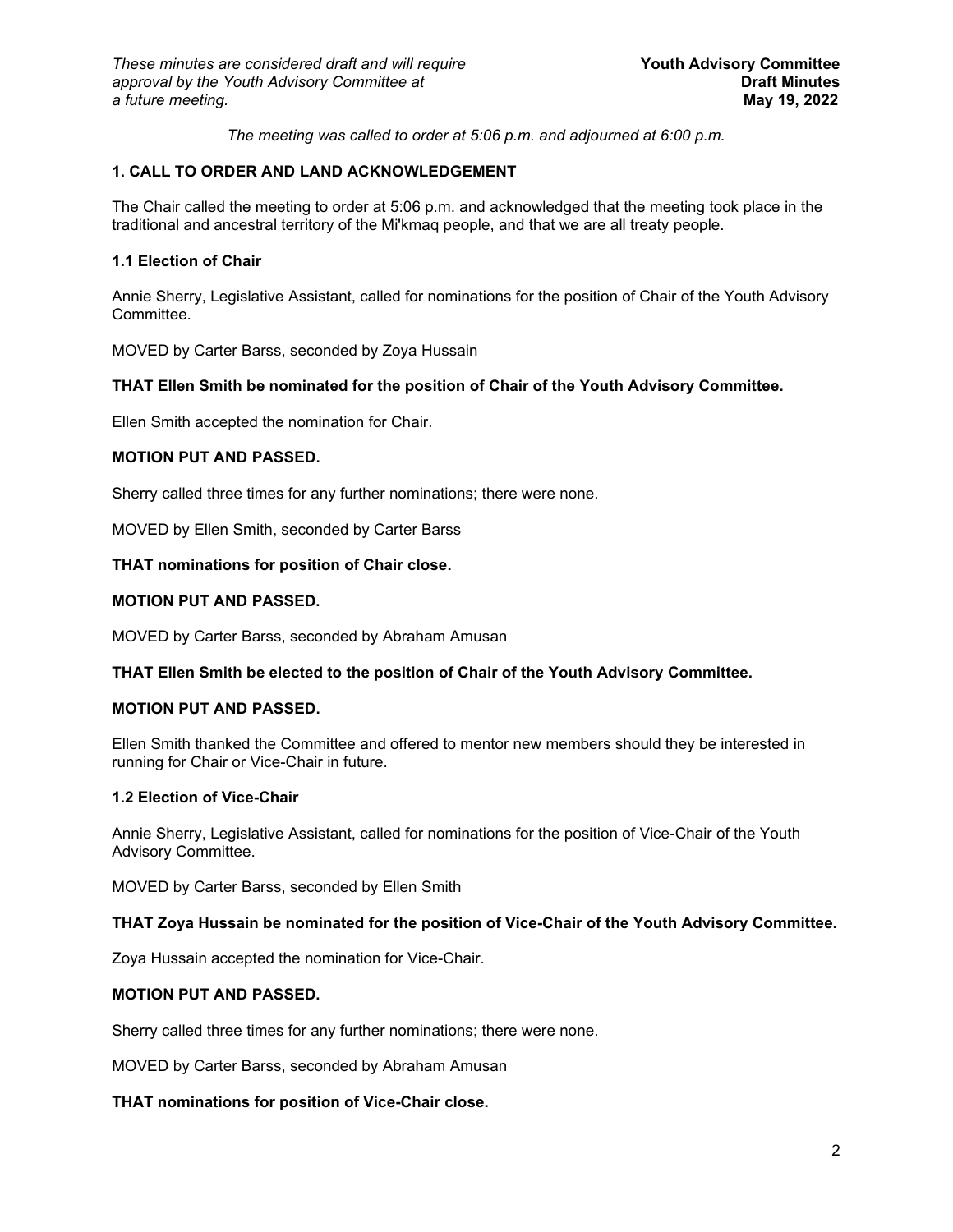*These minutes are considered draft and will require approval by the Youth Advisory Committee at a future meeting.*

**Youth Advisory Committee**
**Draft Minutes**
**May 19, 2022**

*The meeting was called to order at 5:06 p.m. and adjourned at 6:00 p.m.*

### 1. CALL TO ORDER AND LAND ACKNOWLEDGEMENT

The Chair called the meeting to order at 5:06 p.m. and acknowledged that the meeting took place in the traditional and ancestral territory of the Mi'kmaq people, and that we are all treaty people.

#### 1.1 Election of Chair

Annie Sherry, Legislative Assistant, called for nominations for the position of Chair of the Youth Advisory Committee.

MOVED by Carter Barss, seconded by Zoya Hussain

**THAT Ellen Smith be nominated for the position of Chair of the Youth Advisory Committee.**

Ellen Smith accepted the nomination for Chair.

**MOTION PUT AND PASSED.**

Sherry called three times for any further nominations; there were none.

MOVED by Ellen Smith, seconded by Carter Barss

**THAT nominations for position of Chair close.**

**MOTION PUT AND PASSED.**

MOVED by Carter Barss, seconded by Abraham Amusan

**THAT Ellen Smith be elected to the position of Chair of the Youth Advisory Committee.**

**MOTION PUT AND PASSED.**

Ellen Smith thanked the Committee and offered to mentor new members should they be interested in running for Chair or Vice-Chair in future.

#### 1.2 Election of Vice-Chair

Annie Sherry, Legislative Assistant, called for nominations for the position of Vice-Chair of the Youth Advisory Committee.

MOVED by Carter Barss, seconded by Ellen Smith

**THAT Zoya Hussain be nominated for the position of Vice-Chair of the Youth Advisory Committee.**

Zoya Hussain accepted the nomination for Vice-Chair.

**MOTION PUT AND PASSED.**

Sherry called three times for any further nominations; there were none.

MOVED by Carter Barss, seconded by Abraham Amusan

**THAT nominations for position of Vice-Chair close.**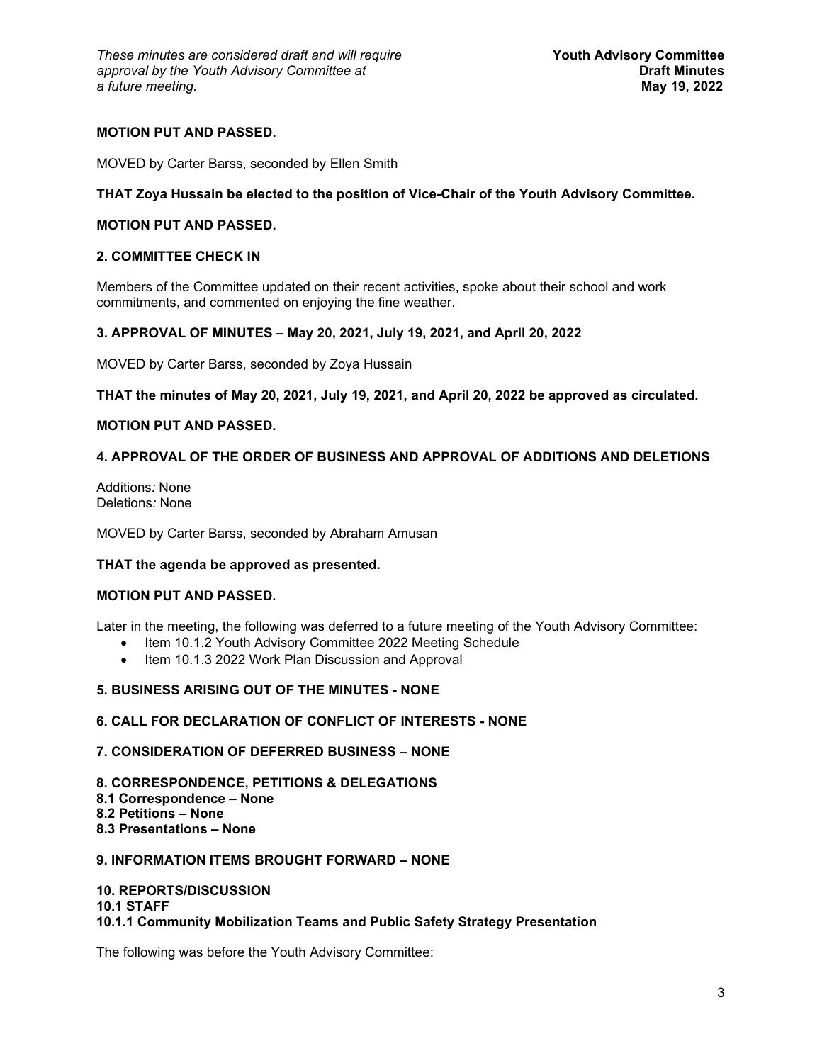**MOTION PUT AND PASSED.**

MOVED by Carter Barss, seconded by Ellen Smith

**THAT Zoya Hussain be elected to the position of Vice-Chair of the Youth Advisory Committee.**

**MOTION PUT AND PASSED.**

**2. COMMITTEE CHECK IN**

Members of the Committee updated on their recent activities, spoke about their school and work commitments, and commented on enjoying the fine weather.

**3. APPROVAL OF MINUTES – May 20, 2021, July 19, 2021, and April 20, 2022**

MOVED by Carter Barss, seconded by Zoya Hussain

**THAT the minutes of May 20, 2021, July 19, 2021, and April 20, 2022 be approved as circulated.**

**MOTION PUT AND PASSED.**

**4. APPROVAL OF THE ORDER OF BUSINESS AND APPROVAL OF ADDITIONS AND DELETIONS**

Additions*:* None
Deletions*:* None

MOVED by Carter Barss, seconded by Abraham Amusan

**THAT the agenda be approved as presented.**

**MOTION PUT AND PASSED.**

Later in the meeting, the following was deferred to a future meeting of the Youth Advisory Committee:

- Item 10.1.2 Youth Advisory Committee 2022 Meeting Schedule
- Item 10.1.3 2022 Work Plan Discussion and Approval

**5. BUSINESS ARISING OUT OF THE MINUTES - NONE**

**6. CALL FOR DECLARATION OF CONFLICT OF INTERESTS - NONE**

**7. CONSIDERATION OF DEFERRED BUSINESS – NONE**

**8. CORRESPONDENCE, PETITIONS & DELEGATIONS**
**8.1 Correspondence – None**
**8.2 Petitions – None**
**8.3 Presentations – None**

**9. INFORMATION ITEMS BROUGHT FORWARD – NONE**

**10. REPORTS/DISCUSSION**
**10.1 STAFF**
**10.1.1 Community Mobilization Teams and Public Safety Strategy Presentation**

The following was before the Youth Advisory Committee: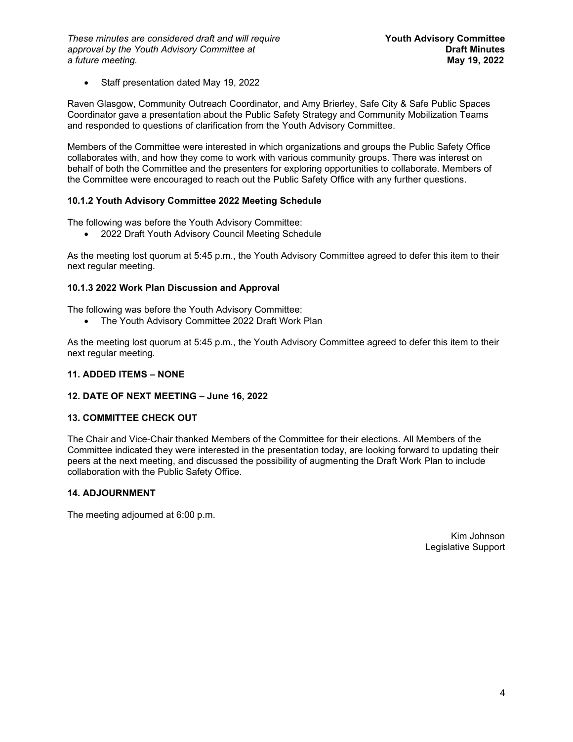- Staff presentation dated May 19, 2022

Raven Glasgow, Community Outreach Coordinator, and Amy Brierley, Safe City & Safe Public Spaces Coordinator gave a presentation about the Public Safety Strategy and Community Mobilization Teams and responded to questions of clarification from the Youth Advisory Committee.

Members of the Committee were interested in which organizations and groups the Public Safety Office collaborates with, and how they come to work with various community groups. There was interest on behalf of both the Committee and the presenters for exploring opportunities to collaborate. Members of the Committee were encouraged to reach out the Public Safety Office with any further questions.

**10.1.2 Youth Advisory Committee 2022 Meeting Schedule**

The following was before the Youth Advisory Committee:

- 2022 Draft Youth Advisory Council Meeting Schedule

As the meeting lost quorum at 5:45 p.m., the Youth Advisory Committee agreed to defer this item to their next regular meeting.

**10.1.3 2022 Work Plan Discussion and Approval**

The following was before the Youth Advisory Committee:

- The Youth Advisory Committee 2022 Draft Work Plan

As the meeting lost quorum at 5:45 p.m., the Youth Advisory Committee agreed to defer this item to their next regular meeting.

**11. ADDED ITEMS – NONE**

**12. DATE OF NEXT MEETING – June 16, 2022**

**13. COMMITTEE CHECK OUT**

The Chair and Vice-Chair thanked Members of the Committee for their elections. All Members of the Committee indicated they were interested in the presentation today, are looking forward to updating their peers at the next meeting, and discussed the possibility of augmenting the Draft Work Plan to include collaboration with the Public Safety Office.

**14. ADJOURNMENT**

The meeting adjourned at 6:00 p.m.

Kim Johnson
Legislative Support